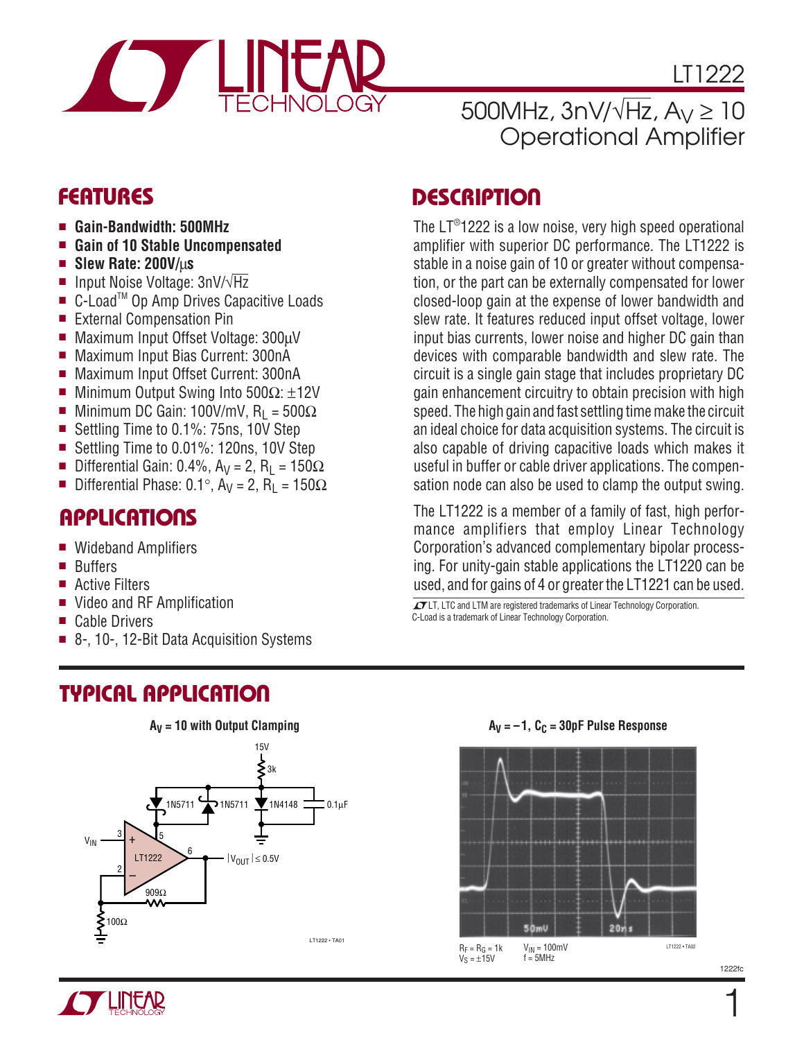# LT1222

## 500MHz, 3nV/√Hz, $A_V \geq 10$ Operational Amplifier

## FEATURES

- **Gain-Bandwidth: 500MHz**
- **Gain of 10 Stable Uncompensated**
- **Slew Rate: 200V/µs**
- Input Noise Voltage: 3nV/√Hz
- C-Load™ Op Amp Drives Capacitive Loads
- External Compensation Pin
- Maximum Input Offset Voltage: 300µV
- Maximum Input Bias Current: 300nA
- Maximum Input Offset Current: 300nA
- Minimum Output Swing Into 500Ω: ±12V
- Minimum DC Gain: 100V/mV, $R_L$ = 500Ω
- Settling Time to 0.1%: 75ns, 10V Step
- Settling Time to 0.01%: 120ns, 10V Step
- Differential Gain: 0.4%, $A_V$ = 2, $R_L$ = 150Ω
- Differential Phase: 0.1°, $A_V$ = 2, $R_L$ = 150Ω

## APPLICATIONS

- Wideband Amplifiers
- Buffers
- Active Filters
- Video and RF Amplification
- Cable Drivers
- 8-, 10-, 12-Bit Data Acquisition Systems

## DESCRIPTION

The LT®1222 is a low noise, very high speed operational amplifier with superior DC performance. The LT1222 is stable in a noise gain of 10 or greater without compensation, or the part can be externally compensated for lower closed-loop gain at the expense of lower bandwidth and slew rate. It features reduced input offset voltage, lower input bias currents, lower noise and higher DC gain than devices with comparable bandwidth and slew rate. The circuit is a single gain stage that includes proprietary DC gain enhancement circuitry to obtain precision with high speed. The high gain and fast settling time make the circuit an ideal choice for data acquisition systems. The circuit is also capable of driving capacitive loads which makes it useful in buffer or cable driver applications. The compensation node can also be used to clamp the output swing.

The LT1222 is a member of a family of fast, high performance amplifiers that employ Linear Technology Corporation's advanced complementary bipolar processing. For unity-gain stable applications the LT1220 can be used, and for gains of 4 or greater the LT1221 can be used.

LT, LTC and LTM are registered trademarks of Linear Technology Corporation. C-Load is a trademark of Linear Technology Corporation.

## TYPICAL APPLICATION

**$A_V$ = 10 with Output Clamping**

15V, 3k, 1N5711, 1N5711, 1N4148, 0.1µF, $V_{IN}$, LT1222, $|V_{OUT}| \leq 0.5V$, 909Ω, 100Ω

LT1222 • TA01

**$A_V$ = –1, $C_C$ = 30pF Pulse Response**

50mV, 20ns

$R_F = R_G$ = 1k, $V_S$ = ±15V, $V_{IN}$ = 100mV, f = 5MHz

LT1222 • TA02

1222fc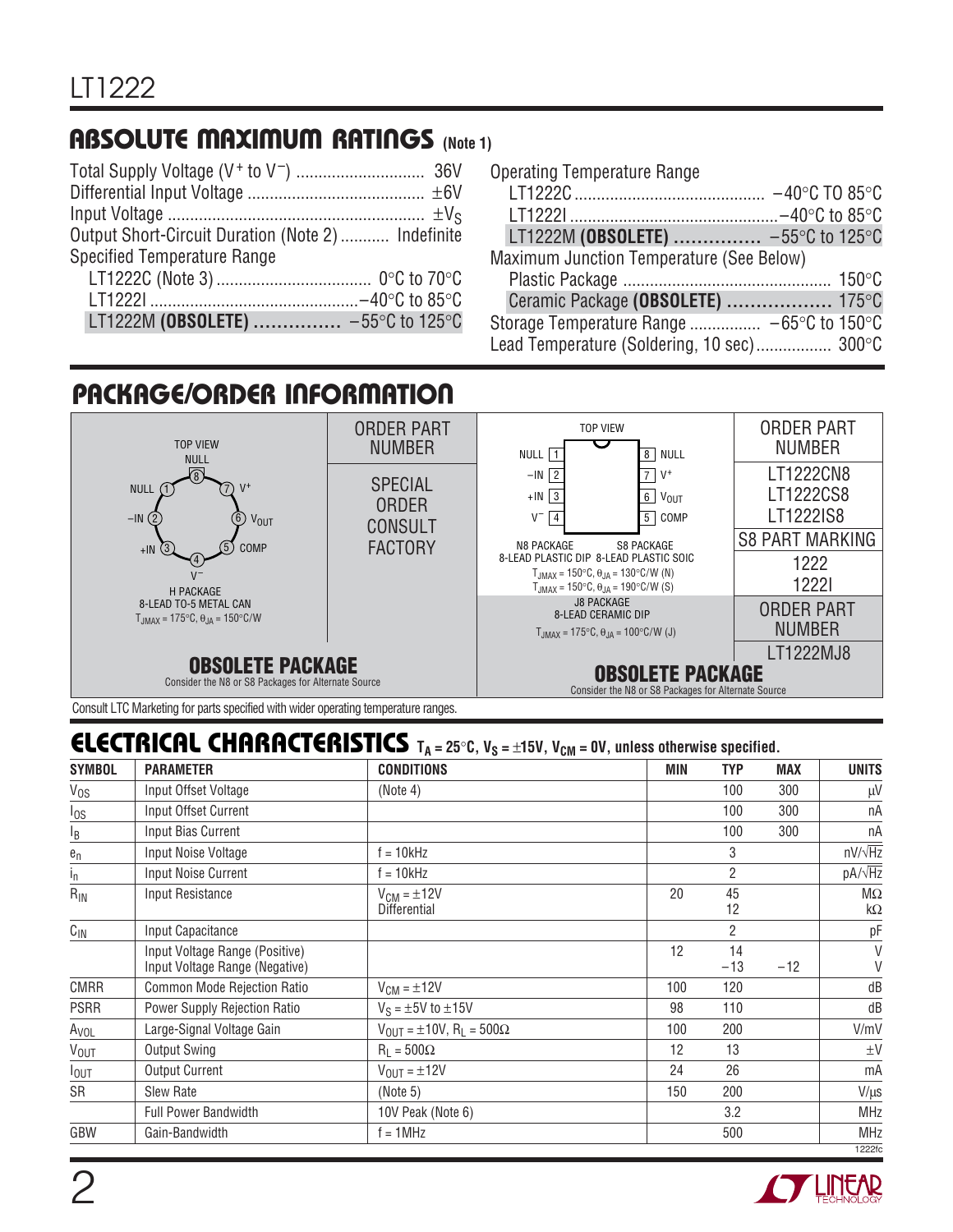## ABSOLUTE MAXIMUM RATINGS (Note 1)

Total Supply Voltage ($V^+$ to $V^-$) ............................ 36V
Differential Input Voltage ........................................ ±6V
Input Voltage .......................................................... $\pm V_S$
Output Short-Circuit Duration (Note 2) ........... Indefinite
Specified Temperature Range
- LT1222C (Note 3) .................................. 0°C to 70°C
- LT1222I ..............................................–40°C to 85°C
- LT1222M **(OBSOLETE)** ............... –55°C to 125°C

Operating Temperature Range
- LT1222C ........................................... –40°C TO 85°C
- LT1222I ...............................................–40°C to 85°C
- LT1222M **(OBSOLETE)** ............... –55°C to 125°C

Maximum Junction Temperature (See Below)
- Plastic Package ............................................. 150°C
- Ceramic Package **(OBSOLETE)** .................. 175°C

Storage Temperature Range ................ –65°C to 150°C
Lead Temperature (Soldering, 10 sec)................. 300°C

## PACKAGE/ORDER INFORMATION

| Package | Order Part Number |
|---|---|
| TOP VIEW: NULL (1), –IN (2), +IN (3), $V^-$ (4), COMP (5), $V_{OUT}$ (6), $V^+$ (7), NULL (8)<br>H PACKAGE<br>8-LEAD TO-5 METAL CAN<br>$T_{JMAX}$ = 175°C, $\theta_{JA}$ = 150°C/W<br>**OBSOLETE PACKAGE**<br>Consider the N8 or S8 Packages for Alternate Source | SPECIAL ORDER CONSULT FACTORY |
| TOP VIEW: NULL (1), –IN (2), +IN (3), $V^-$ (4), COMP (5), $V_{OUT}$ (6), $V^+$ (7), NULL (8)<br>N8 PACKAGE 8-LEAD PLASTIC DIP<br>S8 PACKAGE 8-LEAD PLASTIC SOIC<br>$T_{JMAX}$ = 150°C, $\theta_{JA}$ = 130°C/W (N)<br>$T_{JMAX}$ = 150°C, $\theta_{JA}$ = 190°C/W (S) | LT1222CN8<br>LT1222CS8<br>LT1222IS8<br>S8 PART MARKING:<br>1222<br>1222I |
| J8 PACKAGE<br>8-LEAD CERAMIC DIP<br>$T_{JMAX}$ = 175°C, $\theta_{JA}$ = 100°C/W (J)<br>**OBSOLETE PACKAGE**<br>Consider the N8 or S8 Packages for Alternate Source | LT1222MJ8 |

Consult LTC Marketing for parts specified with wider operating temperature ranges.

## ELECTRICAL CHARACTERISTICS $T_A$ = 25°C, $V_S$ = ±15V, $V_{CM}$ = 0V, unless otherwise specified.

| SYMBOL | PARAMETER | CONDITIONS | MIN | TYP | MAX | UNITS |
|---|---|---|---|---|---|---|
| $V_{OS}$ | Input Offset Voltage | (Note 4) | | 100 | 300 | µV |
| $I_{OS}$ | Input Offset Current | | | 100 | 300 | nA |
| $I_B$ | Input Bias Current | | | 100 | 300 | nA |
| $e_n$ | Input Noise Voltage | f = 10kHz | | 3 | | nV/√Hz |
| $i_n$ | Input Noise Current | f = 10kHz | | 2 | | pA/√Hz |
| $R_{IN}$ | Input Resistance | $V_{CM}$ = ±12V<br>Differential | 20 | 45<br>12 | | MΩ<br>kΩ |
| $C_{IN}$ | Input Capacitance | | | 2 | | pF |
| | Input Voltage Range (Positive)<br>Input Voltage Range (Negative) | | 12 | 14<br>–13 | <br>–12 | V<br>V |
| CMRR | Common Mode Rejection Ratio | $V_{CM}$ = ±12V | 100 | 120 | | dB |
| PSRR | Power Supply Rejection Ratio | $V_S$ = ±5V to ±15V | 98 | 110 | | dB |
| $A_{VOL}$ | Large-Signal Voltage Gain | $V_{OUT}$ = ±10V, $R_L$ = 500Ω | 100 | 200 | | V/mV |
| $V_{OUT}$ | Output Swing | $R_L$ = 500Ω | 12 | 13 | | ±V |
| $I_{OUT}$ | Output Current | $V_{OUT}$ = ±12V | 24 | 26 | | mA |
| SR | Slew Rate | (Note 5) | 150 | 200 | | V/µs |
| | Full Power Bandwidth | 10V Peak (Note 6) | | 3.2 | | MHz |
| GBW | Gain-Bandwidth | f = 1MHz | | 500 | | MHz |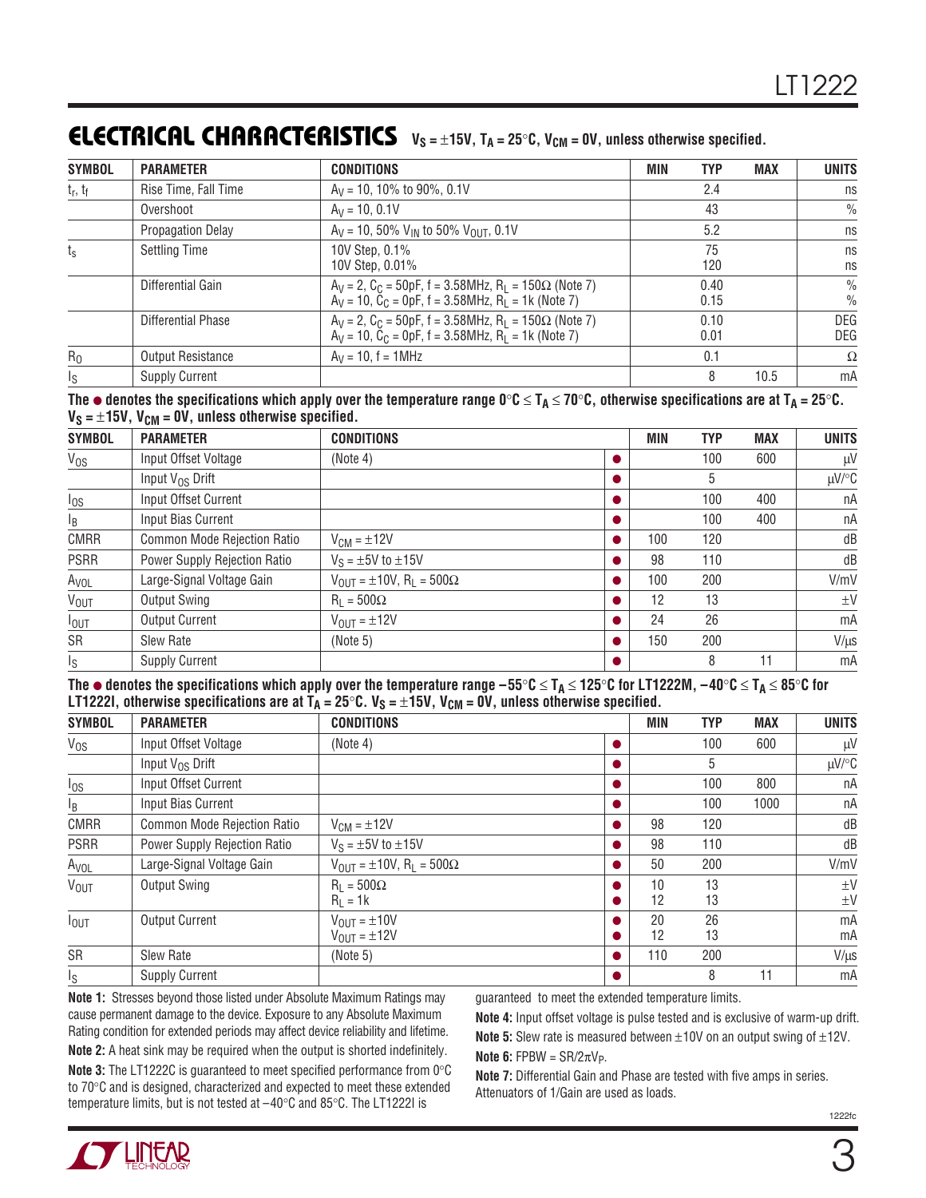## ELECTRICAL CHARACTERISTICS $V_S = \pm15V$, $T_A = 25°C$, $V_{CM} = 0V$, unless otherwise specified.

| SYMBOL | PARAMETER | CONDITIONS | MIN | TYP | MAX | UNITS |
|---|---|---|---|---|---|---|
| $t_r$, $t_f$ | Rise Time, Fall Time | $A_V = 10$, 10% to 90%, 0.1V | | 2.4 | | ns |
| | Overshoot | $A_V = 10$, 0.1V | | 43 | | % |
| | Propagation Delay | $A_V = 10$, 50% $V_{IN}$ to 50% $V_{OUT}$, 0.1V | | 5.2 | | ns |
| $t_s$ | Settling Time | 10V Step, 0.1%<br>10V Step, 0.01% | | 75<br>120 | | ns<br>ns |
| | Differential Gain | $A_V = 2$, $C_C = 50pF$, f = 3.58MHz, $R_L = 150\Omega$ (Note 7)<br>$A_V = 10$, $C_C = 0pF$, f = 3.58MHz, $R_L$ = 1k (Note 7) | | 0.40<br>0.15 | | %<br>% |
| | Differential Phase | $A_V = 2$, $C_C = 50pF$, f = 3.58MHz, $R_L = 150\Omega$ (Note 7)<br>$A_V = 10$, $C_C = 0pF$, f = 3.58MHz, $R_L$ = 1k (Note 7) | | 0.10<br>0.01 | | DEG<br>DEG |
| $R_O$ | Output Resistance | $A_V = 10$, f = 1MHz | | 0.1 | | Ω |
| $I_S$ | Supply Current | | | 8 | 10.5 | mA |

**The ● denotes the specifications which apply over the temperature range 0°C ≤ $T_A$ ≤ 70°C, otherwise specifications are at $T_A$ = 25°C. $V_S = \pm15V$, $V_{CM} = 0V$, unless otherwise specified.**

| SYMBOL | PARAMETER | CONDITIONS | | MIN | TYP | MAX | UNITS |
|---|---|---|---|---|---|---|---|
| $V_{OS}$ | Input Offset Voltage | (Note 4) | ● | | 100 | 600 | µV |
| | Input $V_{OS}$ Drift | | ● | | 5 | | µV/°C |
| $I_{OS}$ | Input Offset Current | | ● | | 100 | 400 | nA |
| $I_B$ | Input Bias Current | | ● | | 100 | 400 | nA |
| CMRR | Common Mode Rejection Ratio | $V_{CM} = \pm12V$ | ● | 100 | 120 | | dB |
| PSRR | Power Supply Rejection Ratio | $V_S = \pm5V$ to $\pm15V$ | ● | 98 | 110 | | dB |
| $A_{VOL}$ | Large-Signal Voltage Gain | $V_{OUT} = \pm10V$, $R_L = 500\Omega$ | ● | 100 | 200 | | V/mV |
| $V_{OUT}$ | Output Swing | $R_L = 500\Omega$ | ● | 12 | 13 | | ±V |
| $I_{OUT}$ | Output Current | $V_{OUT} = \pm12V$ | ● | 24 | 26 | | mA |
| SR | Slew Rate | (Note 5) | ● | 150 | 200 | | V/µs |
| $I_S$ | Supply Current | | ● | | 8 | 11 | mA |

**The ● denotes the specifications which apply over the temperature range –55°C ≤ $T_A$ ≤ 125°C for LT1222M, –40°C ≤ $T_A$ ≤ 85°C for LT1222I, otherwise specifications are at $T_A$ = 25°C. $V_S = \pm15V$, $V_{CM} = 0V$, unless otherwise specified.**

| SYMBOL | PARAMETER | CONDITIONS | | MIN | TYP | MAX | UNITS |
|---|---|---|---|---|---|---|---|
| $V_{OS}$ | Input Offset Voltage | (Note 4) | ● | | 100 | 600 | µV |
| | Input $V_{OS}$ Drift | | ● | | 5 | | µV/°C |
| $I_{OS}$ | Input Offset Current | | ● | | 100 | 800 | nA |
| $I_B$ | Input Bias Current | | ● | | 100 | 1000 | nA |
| CMRR | Common Mode Rejection Ratio | $V_{CM} = \pm12V$ | ● | 98 | 120 | | dB |
| PSRR | Power Supply Rejection Ratio | $V_S = \pm5V$ to $\pm15V$ | ● | 98 | 110 | | dB |
| $A_{VOL}$ | Large-Signal Voltage Gain | $V_{OUT} = \pm10V$, $R_L = 500\Omega$ | ● | 50 | 200 | | V/mV |
| $V_{OUT}$ | Output Swing | $R_L = 500\Omega$<br>$R_L$ = 1k | ●<br>● | 10<br>12 | 13<br>13 | | ±V<br>±V |
| $I_{OUT}$ | Output Current | $V_{OUT} = \pm10V$<br>$V_{OUT} = \pm12V$ | ●<br>● | 20<br>12 | 26<br>13 | | mA<br>mA |
| SR | Slew Rate | (Note 5) | ● | 110 | 200 | | V/µs |
| $I_S$ | Supply Current | | ● | | 8 | 11 | mA |

**Note 1:** Stresses beyond those listed under Absolute Maximum Ratings may cause permanent damage to the device. Exposure to any Absolute Maximum Rating condition for extended periods may affect device reliability and lifetime.

**Note 2:** A heat sink may be required when the output is shorted indefinitely.

**Note 3:** The LT1222C is guaranteed to meet specified performance from 0°C to 70°C and is designed, characterized and expected to meet these extended temperature limits, but is not tested at –40°C and 85°C. The LT1222I is guaranteed to meet the extended temperature limits.

**Note 4:** Input offset voltage is pulse tested and is exclusive of warm-up drift.

**Note 5:** Slew rate is measured between ±10V on an output swing of ±12V.

**Note 6:** $FPBW = SR/2\pi V_P$.

**Note 7:** Differential Gain and Phase are tested with five amps in series. Attenuators of 1/Gain are used as loads.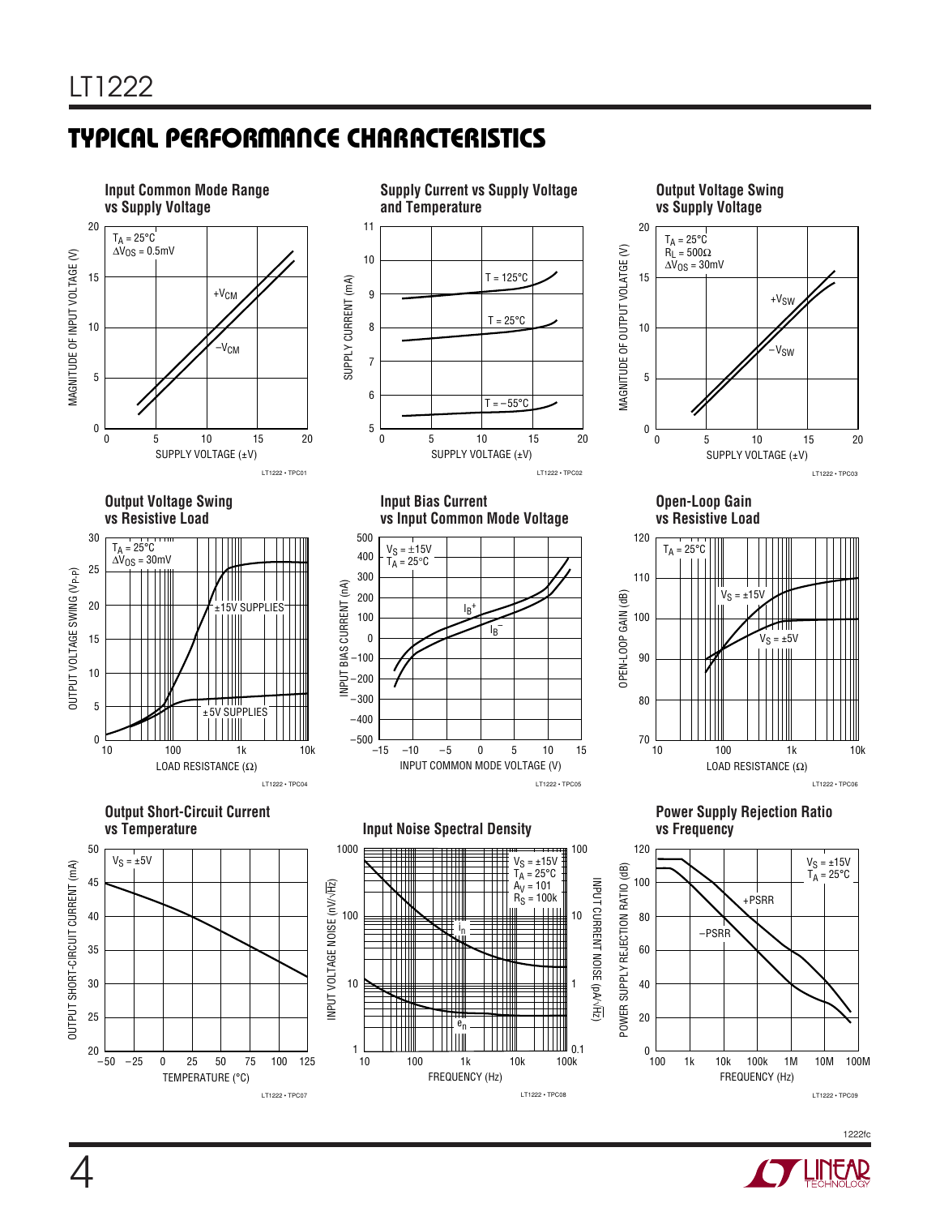## TYPICAL PERFORMANCE CHARACTERISTICS

**Input Common Mode Range vs Supply Voltage**

$T_A = 25°C$
$\Delta V_{OS} = 0.5mV$

MAGNITUDE OF INPUT VOLTAGE (V) vs SUPPLY VOLTAGE (±V)

$+V_{CM}$, $-V_{CM}$

LT1222 • TPC01

**Supply Current vs Supply Voltage and Temperature**

SUPPLY CURRENT (mA) vs SUPPLY VOLTAGE (±V)

T = 125°C, T = 25°C, T = –55°C

LT1222 • TPC02

**Output Voltage Swing vs Supply Voltage**

$T_A = 25°C$
$R_L = 500\Omega$
$\Delta V_{OS} = 30mV$

MAGNITUDE OF OUTPUT VOLATGE (V) vs SUPPLY VOLTAGE (±V)

$+V_{SW}$, $-V_{SW}$

LT1222 • TPC03

**Output Voltage Swing vs Resistive Load**

$T_A = 25°C$
$\Delta V_{OS} = 30mV$

OUTPUT VOLTAGE SWING ($V_{P-P}$) vs LOAD RESISTANCE (Ω)

±15V SUPPLIES, ±5V SUPPLIES

LT1222 • TPC04

**Input Bias Current vs Input Common Mode Voltage**

$V_S = \pm 15V$
$T_A = 25°C$

INPUT BIAS CURRENT (nA) vs INPUT COMMON MODE VOLTAGE (V)

$I_B^+$, $I_B^-$

LT1222 • TPC05

**Open-Loop Gain vs Resistive Load**

$T_A = 25°C$

OPEN-LOOP GAIN (dB) vs LOAD RESISTANCE (Ω)

$V_S = \pm 15V$, $V_S = \pm 5V$

LT1222 • TPC06

**Output Short-Circuit Current vs Temperature**

$V_S = \pm 5V$

OUTPUT SHORT-CIRCUIT CURRENT (mA) vs TEMPERATURE (°C)

LT1222 • TPC07

**Input Noise Spectral Density**

$V_S = \pm 15V$
$T_A = 25°C$
$A_V = 101$
$R_S = 100k$

INPUT VOLTAGE NOISE (nV/√Hz), INPUT CURRENT NOISE (pA/√Hz) vs FREQUENCY (Hz)

$i_n$, $e_n$

LT1222 • TPC08

**Power Supply Rejection Ratio vs Frequency**

$V_S = \pm 15V$
$T_A = 25°C$

POWER SUPPLY REJECTION RATIO (dB) vs FREQUENCY (Hz)

+PSRR, –PSRR

LT1222 • TPC09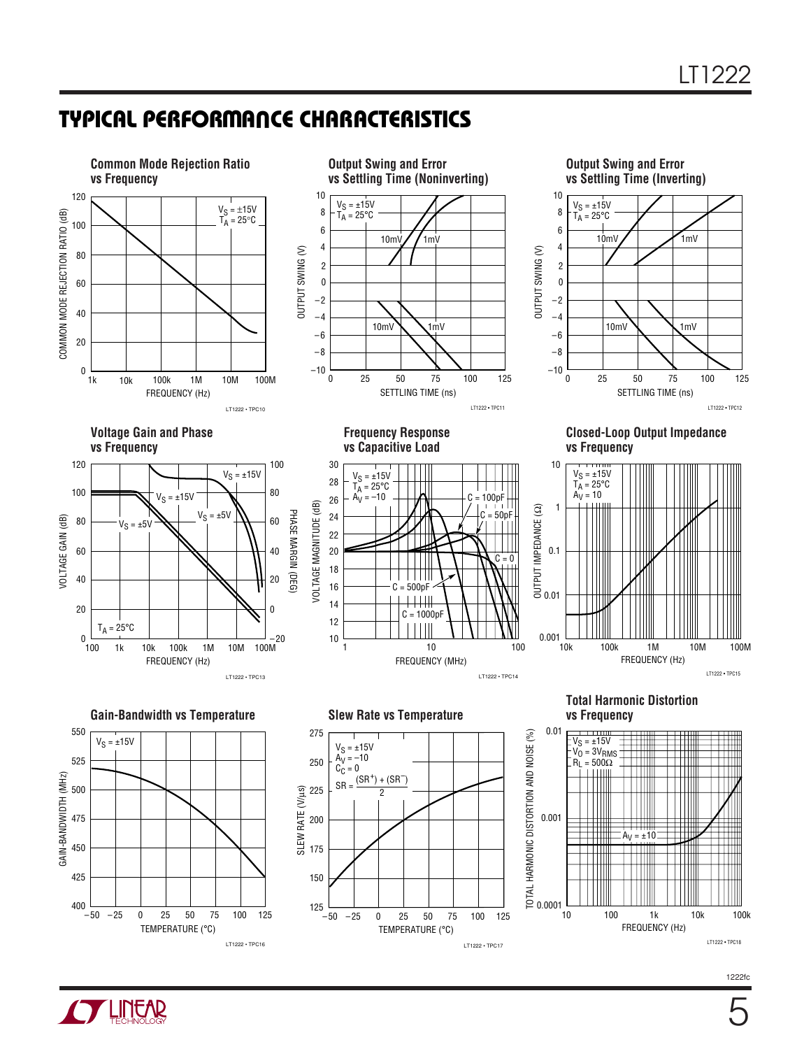## TYPICAL PERFORMANCE CHARACTERISTICS

**Common Mode Rejection Ratio vs Frequency**

$V_S = \pm15V$
$T_A = 25°C$

COMMON MODE REJECTION RATIO (dB) vs FREQUENCY (Hz)

LT1222 • TPC10

**Output Swing and Error vs Settling Time (Noninverting)**

$V_S = \pm15V$
$T_A = 25°C$

OUTPUT SWING (V) vs SETTLING TIME (ns)

LT1222 • TPC11

**Output Swing and Error vs Settling Time (Inverting)**

$V_S = \pm15V$
$T_A = 25°C$

OUTPUT SWING (V) vs SETTLING TIME (ns)

LT1222 • TPC12

**Voltage Gain and Phase vs Frequency**

$V_S = \pm15V$, $V_S = \pm5V$
$T_A = 25°C$

VOLTAGE GAIN (dB), PHASE MARGIN (DEG) vs FREQUENCY (Hz)

LT1222 • TPC13

**Frequency Response vs Capacitive Load**

$V_S = \pm15V$
$T_A = 25°C$
$A_V = -10$

C = 0, C = 50pF, C = 100pF, C = 500pF, C = 1000pF

VOLTAGE MAGNITUDE (dB) vs FREQUENCY (MHz)

LT1222 • TPC14

**Closed-Loop Output Impedance vs Frequency**

$V_S = \pm15V$
$T_A = 25°C$
$A_V = 10$

OUTPUT IMPEDANCE (Ω) vs FREQUENCY (Hz)

LT1222 • TPC15

**Gain-Bandwidth vs Temperature**

$V_S = \pm15V$

GAIN-BANDWIDTH (MHz) vs TEMPERATURE (°C)

LT1222 • TPC16

**Slew Rate vs Temperature**

$V_S = \pm15V$
$A_V = -10$
$C_C = 0$

$$SR = \frac{(SR^+) + (SR^-)}{2}$$

SLEW RATE (V/µs) vs TEMPERATURE (°C)

LT1222 • TPC17

**Total Harmonic Distortion vs Frequency**

$V_S = \pm15V$
$V_O = 3V_{RMS}$
$R_L = 500\Omega$
$A_V = \pm10$

TOTAL HARMONIC DISTORTION AND NOISE (%) vs FREQUENCY (Hz)

LT1222 • TPC18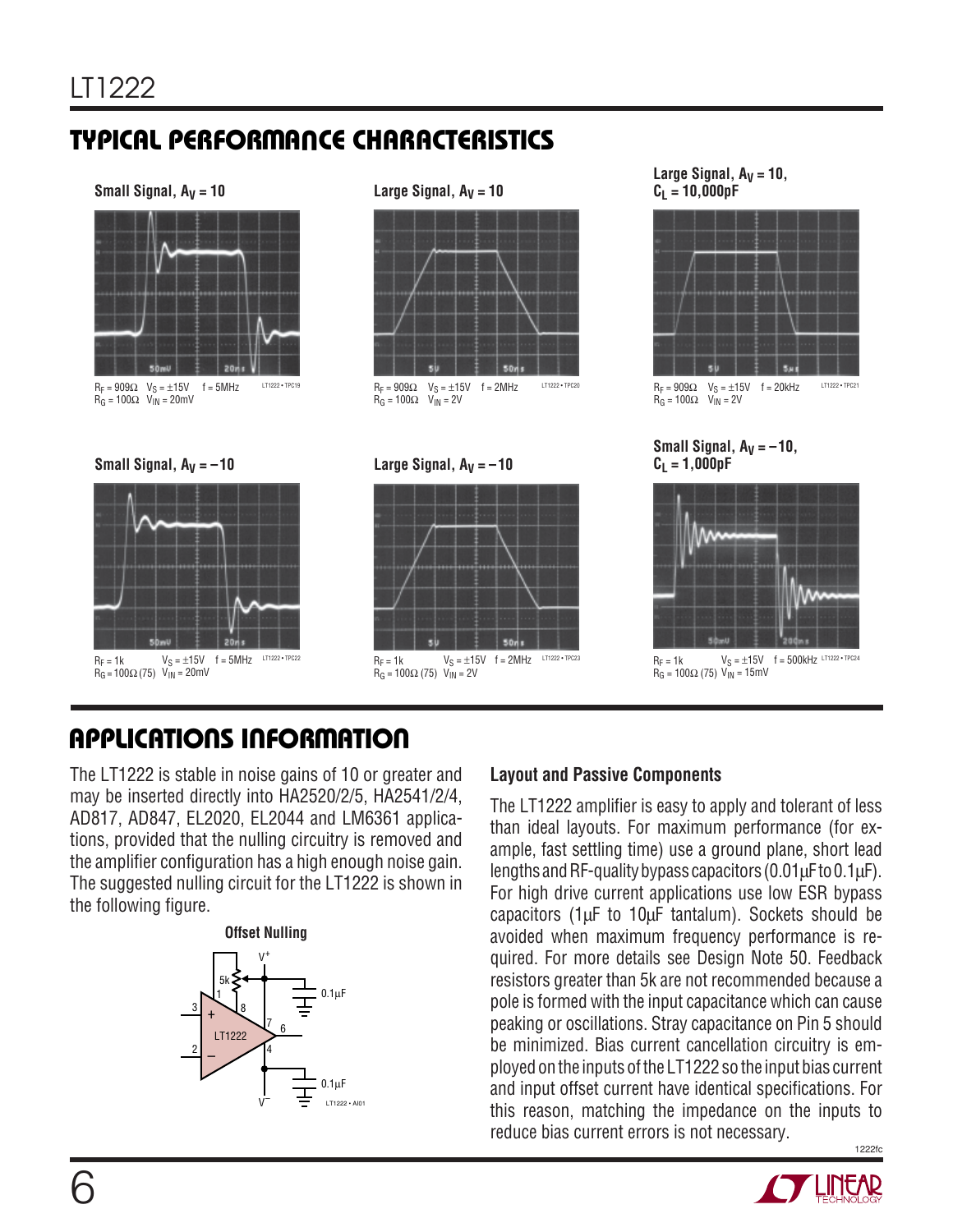## TYPICAL PERFORMANCE CHARACTERISTICS

**Small Signal, $A_V = 10$**

$R_F = 909\Omega$ $V_S = \pm15V$ f = 5MHz
$R_G = 100\Omega$ $V_{IN} = 20mV$

**Large Signal, $A_V = 10$**

$R_F = 909\Omega$ $V_S = \pm15V$ f = 2MHz
$R_G = 100\Omega$ $V_{IN} = 2V$

**Large Signal, $A_V = 10$, $C_L = 10,000pF$**

$R_F = 909\Omega$ $V_S = \pm15V$ f = 20kHz
$R_G = 100\Omega$ $V_{IN} = 2V$

**Small Signal, $A_V = -10$**

$R_F = 1k$ $V_S = \pm15V$ f = 5MHz
$R_G = 100\Omega$ (75) $V_{IN} = 20mV$

**Large Signal, $A_V = -10$**

$R_F = 1k$ $V_S = \pm15V$ f = 2MHz
$R_G = 100\Omega$ (75) $V_{IN} = 2V$

**Small Signal, $A_V = -10$, $C_L = 1,000pF$**

$R_F = 1k$ $V_S = \pm15V$ f = 500kHz
$R_G = 100\Omega$ (75) $V_{IN} = 15mV$

## APPLICATIONS INFORMATION

The LT1222 is stable in noise gains of 10 or greater and may be inserted directly into HA2520/2/5, HA2541/2/4, AD817, AD847, EL2020, EL2044 and LM6361 applications, provided that the nulling circuitry is removed and the amplifier configuration has a high enough noise gain. The suggested nulling circuit for the LT1222 is shown in the following figure.

**Offset Nulling**

### Layout and Passive Components

The LT1222 amplifier is easy to apply and tolerant of less than ideal layouts. For maximum performance (for example, fast settling time) use a ground plane, short lead lengths and RF-quality bypass capacitors (0.01μF to 0.1μF). For high drive current applications use low ESR bypass capacitors (1μF to 10μF tantalum). Sockets should be avoided when maximum frequency performance is required. For more details see Design Note 50. Feedback resistors greater than 5k are not recommended because a pole is formed with the input capacitance which can cause peaking or oscillations. Stray capacitance on Pin 5 should be minimized. Bias current cancellation circuitry is employed on the inputs of the LT1222 so the input bias current and input offset current have identical specifications. For this reason, matching the impedance on the inputs to reduce bias current errors is not necessary.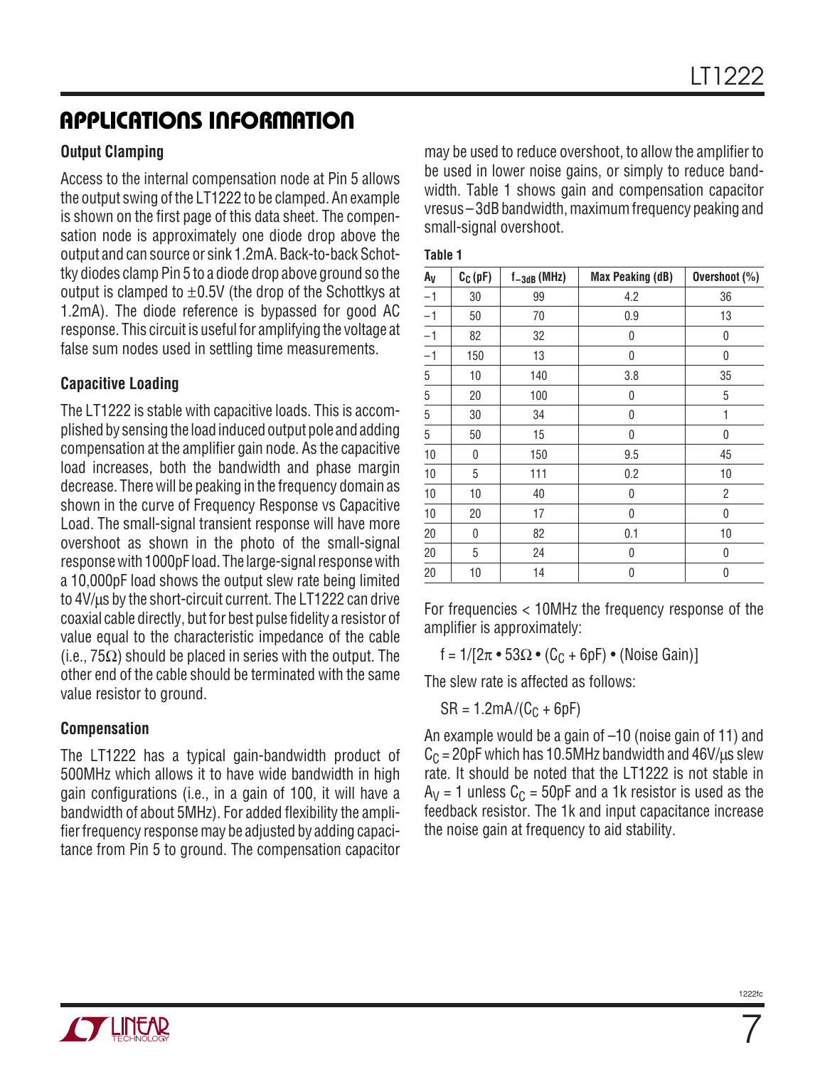# APPLICATIONS INFORMATION

### Output Clamping

Access to the internal compensation node at Pin 5 allows the output swing of the LT1222 to be clamped. An example is shown on the first page of this data sheet. The compensation node is approximately one diode drop above the output and can source or sink 1.2mA. Back-to-back Schottky diodes clamp Pin 5 to a diode drop above ground so the output is clamped to ±0.5V (the drop of the Schottkys at 1.2mA). The diode reference is bypassed for good AC response. This circuit is useful for amplifying the voltage at false sum nodes used in settling time measurements.

### Capacitive Loading

The LT1222 is stable with capacitive loads. This is accomplished by sensing the load induced output pole and adding compensation at the amplifier gain node. As the capacitive load increases, both the bandwidth and phase margin decrease. There will be peaking in the frequency domain as shown in the curve of Frequency Response vs Capacitive Load. The small-signal transient response will have more overshoot as shown in the photo of the small-signal response with 1000pF load. The large-signal response with a 10,000pF load shows the output slew rate being limited to 4V/µs by the short-circuit current. The LT1222 can drive coaxial cable directly, but for best pulse fidelity a resistor of value equal to the characteristic impedance of the cable (i.e., 75Ω) should be placed in series with the output. The other end of the cable should be terminated with the same value resistor to ground.

### Compensation

The LT1222 has a typical gain-bandwidth product of 500MHz which allows it to have wide bandwidth in high gain configurations (i.e., in a gain of 100, it will have a bandwidth of about 5MHz). For added flexibility the amplifier frequency response may be adjusted by adding capacitance from Pin 5 to ground. The compensation capacitor may be used to reduce overshoot, to allow the amplifier to be used in lower noise gains, or simply to reduce bandwidth. Table 1 shows gain and compensation capacitor vresus –3dB bandwidth, maximum frequency peaking and small-signal overshoot.

**Table 1**

| $A_V$ | $C_C$ (pF) | $f_{-3dB}$ (MHz) | Max Peaking (dB) | Overshoot (%) |
|---|---|---|---|---|
| –1 | 30 | 99 | 4.2 | 36 |
| –1 | 50 | 70 | 0.9 | 13 |
| –1 | 82 | 32 | 0 | 0 |
| –1 | 150 | 13 | 0 | 0 |
| 5 | 10 | 140 | 3.8 | 35 |
| 5 | 20 | 100 | 0 | 5 |
| 5 | 30 | 34 | 0 | 1 |
| 5 | 50 | 15 | 0 | 0 |
| 10 | 0 | 150 | 9.5 | 45 |
| 10 | 5 | 111 | 0.2 | 10 |
| 10 | 10 | 40 | 0 | 2 |
| 10 | 20 | 17 | 0 | 0 |
| 20 | 0 | 82 | 0.1 | 10 |
| 20 | 5 | 24 | 0 | 0 |
| 20 | 10 | 14 | 0 | 0 |

For frequencies < 10MHz the frequency response of the amplifier is approximately:

$$f = 1/[2\pi \cdot 53\Omega \cdot (C_C + 6pF) \cdot (\text{Noise Gain})]$$

The slew rate is affected as follows:

$$SR = 1.2mA/(C_C + 6pF)$$

An example would be a gain of –10 (noise gain of 11) and $C_C$ = 20pF which has 10.5MHz bandwidth and 46V/µs slew rate. It should be noted that the LT1222 is not stable in $A_V$ = 1 unless $C_C$ = 50pF and a 1k resistor is used as the feedback resistor. The 1k and input capacitance increase the noise gain at frequency to aid stability.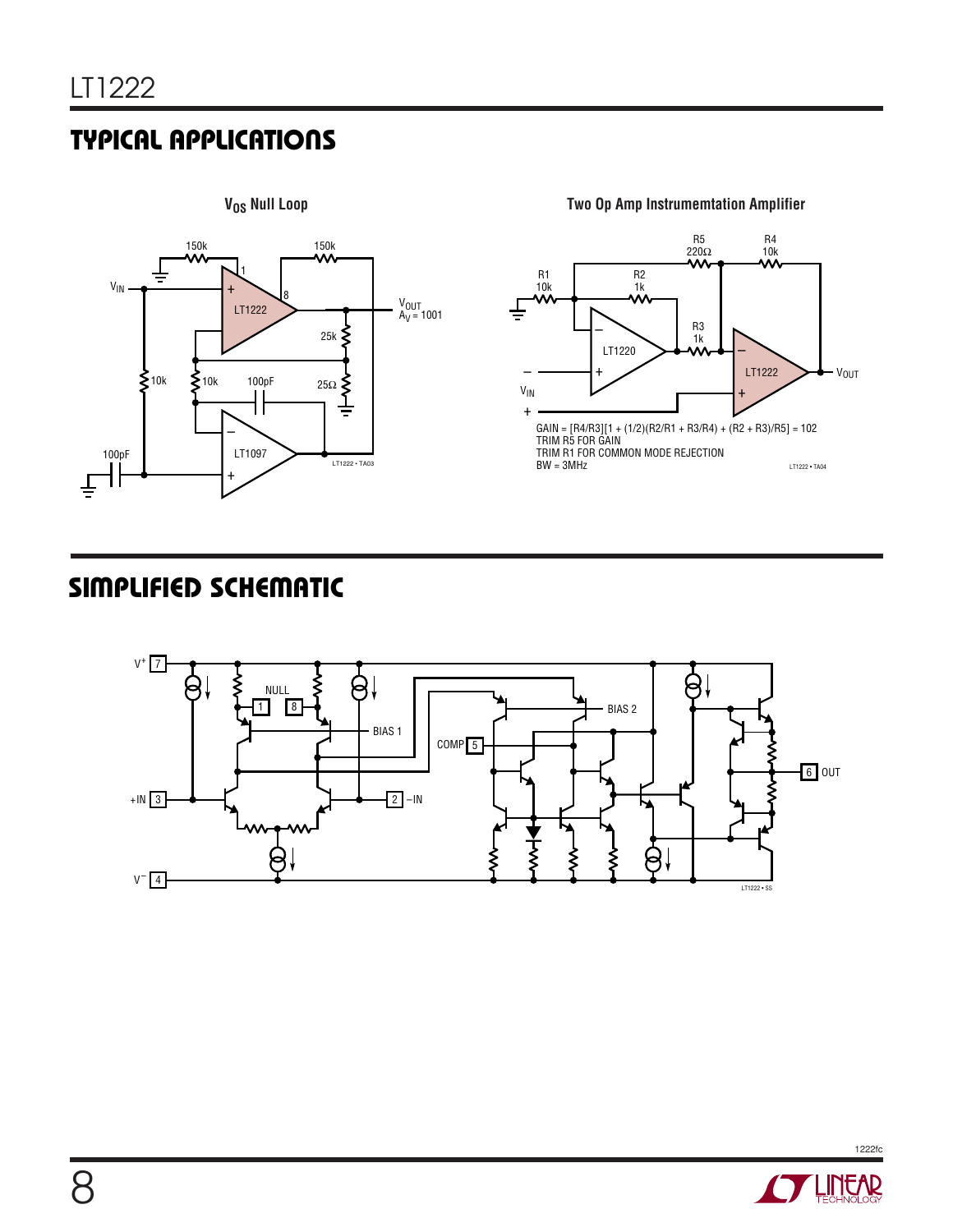## TYPICAL APPLICATIONS

**$V_{OS}$ Null Loop**

VIN, 150k, 150k, 1, 8, LT1222, VOUT, $A_V$ = 1001, 25k, 10k, 10k, 100pF, 25Ω, 100pF, LT1097

LT1222 • TA03

**Two Op Amp Instrumemtation Amplifier**

R1 10k, R2 1k, R5 220Ω, R4 10k, R3 1k, LT1220, LT1222, VIN, VOUT

GAIN = [R4/R3][1 + (1/2)(R2/R1 + R3/R4) + (R2 + R3)/R5] = 102
TRIM R5 FOR GAIN
TRIM R1 FOR COMMON MODE REJECTION
BW = 3MHz

LT1222 • TA04

## SIMPLIFIED SCHEMATIC

V+ 7, NULL 1, 8, BIAS 1, BIAS 2, COMP 5, 6 OUT, +IN 3, 2 –IN, V– 4

LT1222 • SS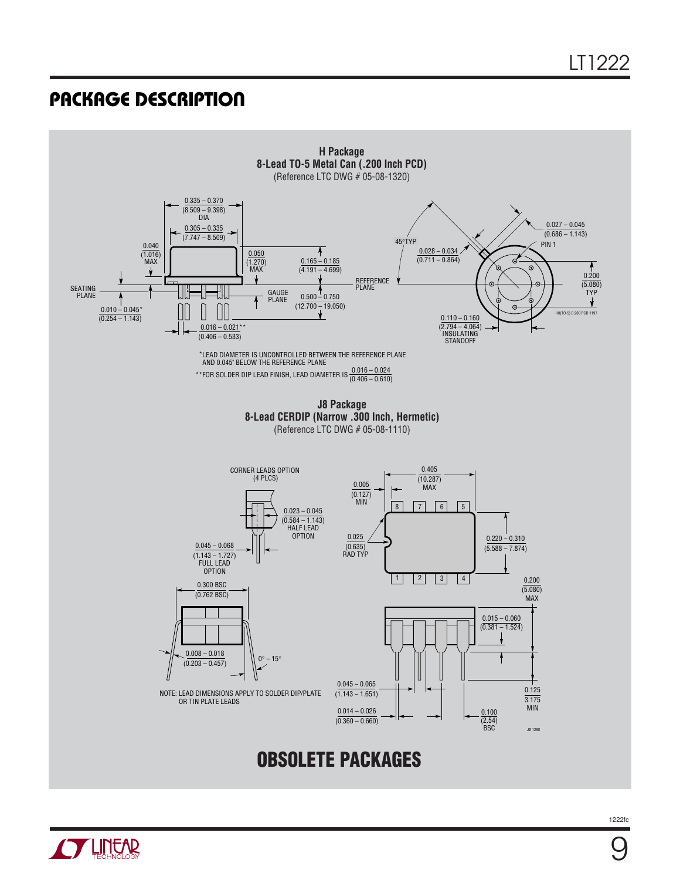## PACKAGE DESCRIPTION

**H Package**
**8-Lead TO-5 Metal Can (.200 Inch PCD)**
(Reference LTC DWG # 05-08-1320)

0.335 – 0.370 (8.509 – 9.398) DIA

0.305 – 0.335 (7.747 – 8.509)

0.040 (1.016) MAX

0.050 (1.270) MAX

0.165 – 0.185 (4.191 – 4.699)

SEATING PLANE

REFERENCE PLANE

GAUGE PLANE

0.500 – 0.750 (12.700 – 19.050)

0.010 – 0.045* (0.254 – 1.143)

0.016 – 0.021** (0.406 – 0.533)

45°TYP

0.028 – 0.034 (0.711 – 0.864)

0.027 – 0.045 (0.686 – 1.143)

PIN 1

0.200 (5.080) TYP

0.110 – 0.160 (2.794 – 4.064) INSULATING STANDOFF

H8(TO-5) 0.200 PCD 1197

*LEAD DIAMETER IS UNCONTROLLED BETWEEN THE REFERENCE PLANE AND 0.045" BELOW THE REFERENCE PLANE

**FOR SOLDER DIP LEAD FINISH, LEAD DIAMETER IS $\frac{0.016 – 0.024}{(0.406 – 0.610)}$

**J8 Package**
**8-Lead CERDIP (Narrow .300 Inch, Hermetic)**
(Reference LTC DWG # 05-08-1110)

CORNER LEADS OPTION (4 PLCS)

0.023 – 0.045 (0.584 – 1.143) HALF LEAD OPTION

0.045 – 0.068 (1.143 – 1.727) FULL LEAD OPTION

0.005 (0.127) MIN

0.405 (10.287) MAX

0.025 (0.635) RAD TYP

0.220 – 0.310 (5.588 – 7.874)

0.200 (5.080) MAX

0.300 BSC (0.762 BSC)

0.015 – 0.060 (0.381 – 1.524)

0.008 – 0.018 (0.203 – 0.457)

0° – 15°

0.045 – 0.065 (1.143 – 1.651)

0.125 3.175 MIN

0.014 – 0.026 (0.360 – 0.660)

0.100 (2.54) BSC

NOTE: LEAD DIMENSIONS APPLY TO SOLDER DIP/PLATE OR TIN PLATE LEADS

J8 1298

## OBSOLETE PACKAGES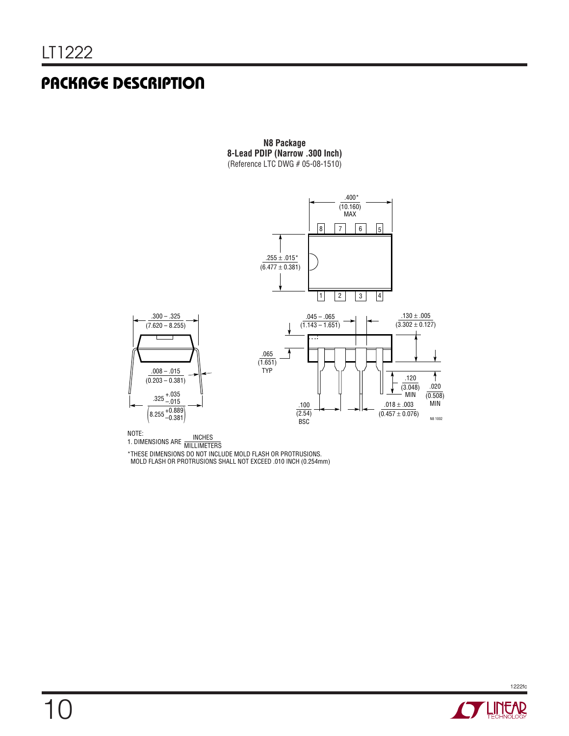## PACKAGE DESCRIPTION

**N8 Package**
**8-Lead PDIP (Narrow .300 Inch)**
(Reference LTC DWG # 05-08-1510)

.400*
(10.160)
MAX

.255 ± .015*
(6.477 ± 0.381)

.300 – .325
(7.620 – 8.255)

.008 – .015
(0.203 – 0.381)

$.325^{+.035}_{-.015}$

$\left(8.255^{+0.889}_{-0.381}\right)$

.045 – .065
(1.143 – 1.651)

.130 ± .005
(3.302 ± 0.127)

.065
(1.651)
TYP

.120
(3.048)
MIN

.020
(0.508)
MIN

.100
(2.54)
BSC

.018 ± .003
(0.457 ± 0.076)

N8 1002

NOTE:
1. DIMENSIONS ARE $\frac{\text{INCHES}}{\text{MILLIMETERS}}$

*THESE DIMENSIONS DO NOT INCLUDE MOLD FLASH OR PROTRUSIONS.
MOLD FLASH OR PROTRUSIONS SHALL NOT EXCEED .010 INCH (0.254mm)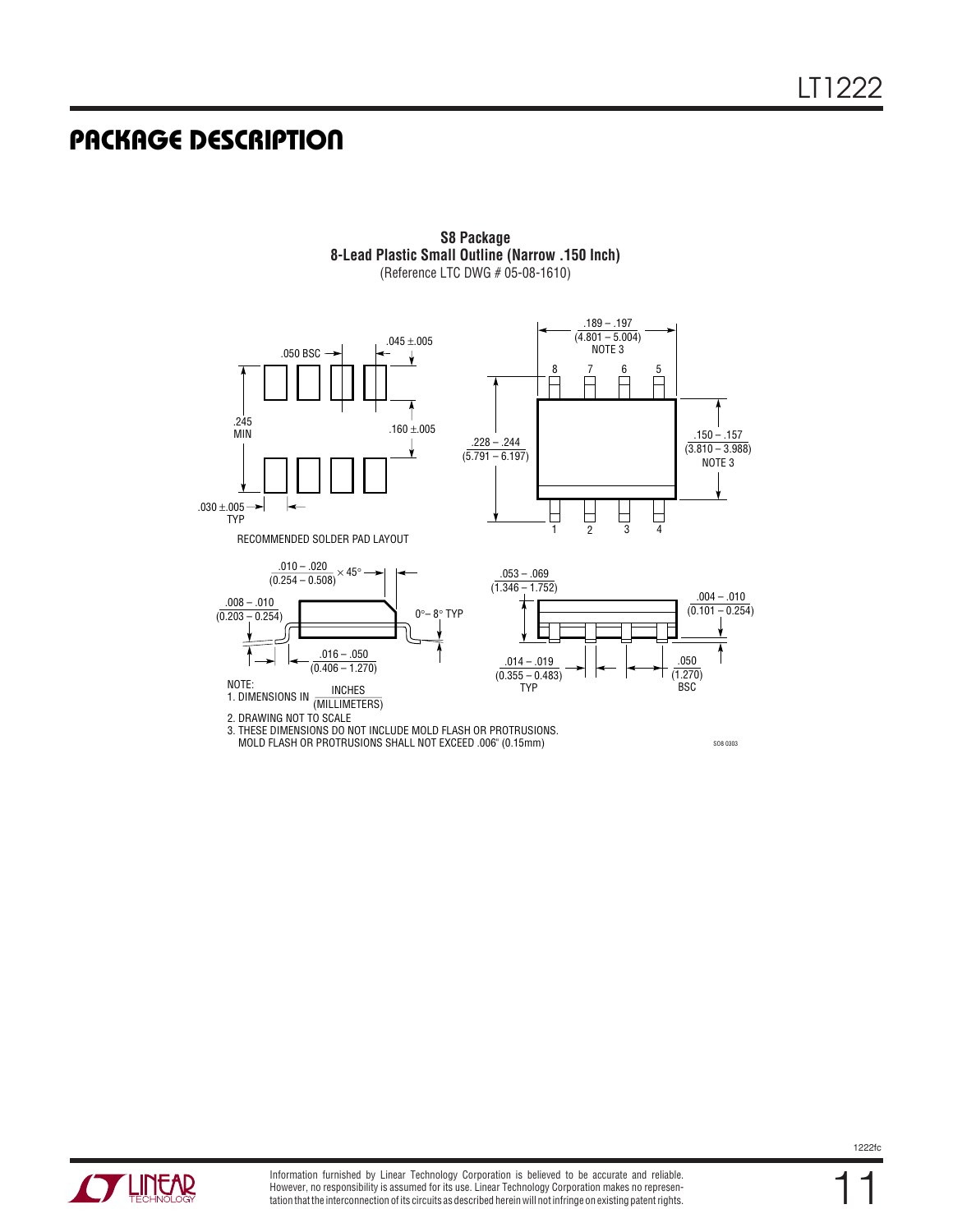# PACKAGE DESCRIPTION

**S8 Package**
**8-Lead Plastic Small Outline (Narrow .150 Inch)**
(Reference LTC DWG # 05-08-1610)

.050 BSC

.045 ±.005

.245 MIN

.160 ±.005

.030 ±.005 TYP

RECOMMENDED SOLDER PAD LAYOUT

.189 – .197 (4.801 – 5.004) NOTE 3

8 7 6 5

.228 – .244 (5.791 – 6.197)

.150 – .157 (3.810 – 3.988) NOTE 3

1 2 3 4

.010 – .020 (0.254 – 0.508) × 45°

.008 – .010 (0.203 – 0.254)

0°– 8° TYP

.016 – .050 (0.406 – 1.270)

.053 – .069 (1.346 – 1.752)

.004 – .010 (0.101 – 0.254)

.014 – .019 (0.355 – 0.483) TYP

.050 (1.270) BSC

NOTE:
1. DIMENSIONS IN INCHES (MILLIMETERS)
2. DRAWING NOT TO SCALE
3. THESE DIMENSIONS DO NOT INCLUDE MOLD FLASH OR PROTRUSIONS. MOLD FLASH OR PROTRUSIONS SHALL NOT EXCEED .006" (0.15mm)

SO8 0303

Information furnished by Linear Technology Corporation is believed to be accurate and reliable. However, no responsibility is assumed for its use. Linear Technology Corporation makes no representation that the interconnection of its circuits as described herein will not infringe on existing patent rights.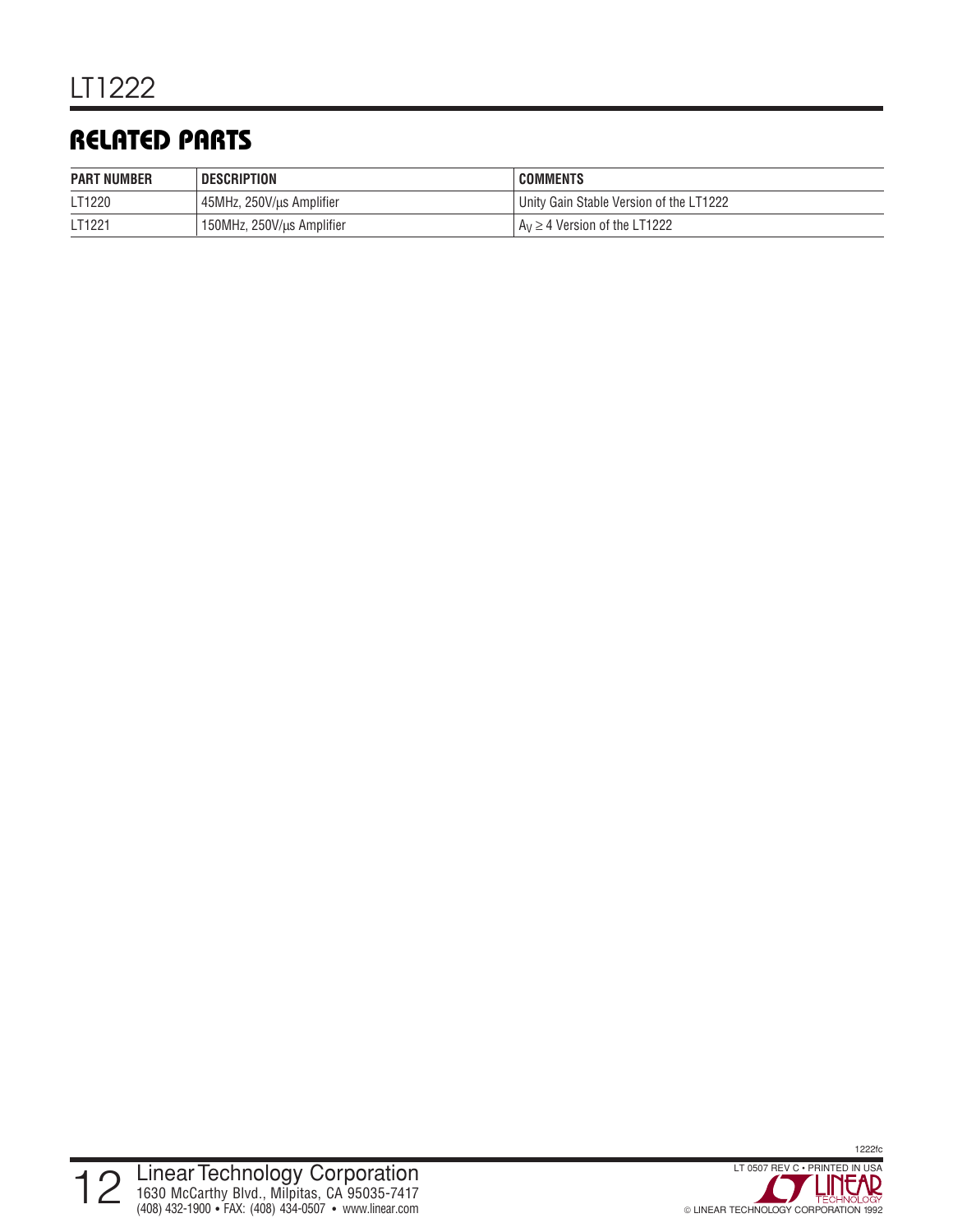## RELATED PARTS

| PART NUMBER | DESCRIPTION | COMMENTS |
|---|---|---|
| LT1220 | 45MHz, 250V/μs Amplifier | Unity Gain Stable Version of the LT1222 |
| LT1221 | 150MHz, 250V/μs Amplifier | $A_V \geq 4$ Version of the LT1222 |

Linear Technology Corporation
1630 McCarthy Blvd., Milpitas, CA 95035-7417
(408) 432-1900 • FAX: (408) 434-0507 • www.linear.com

1222fc

LT 0507 REV C • PRINTED IN USA

© LINEAR TECHNOLOGY CORPORATION 1992